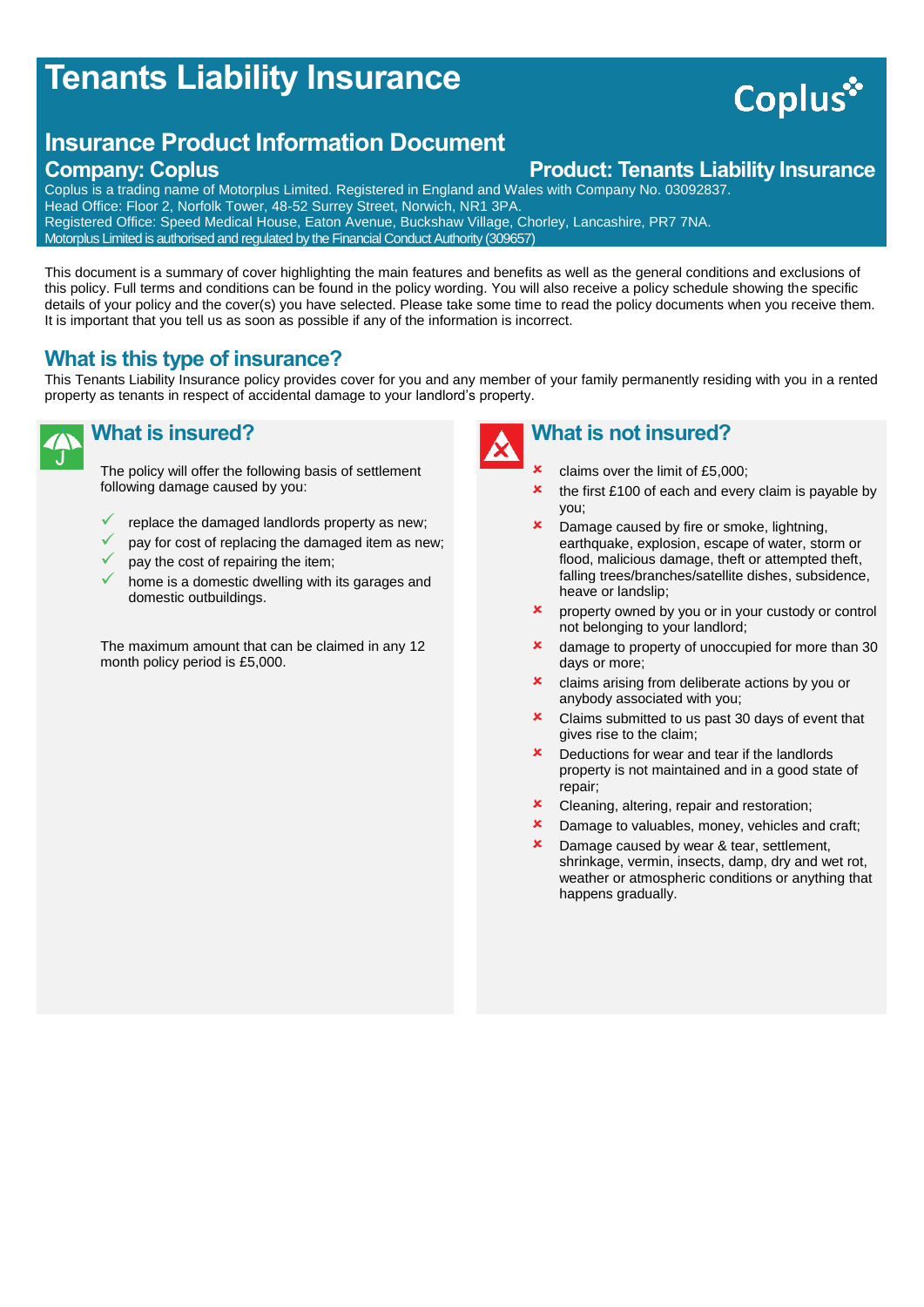# Tenants Liability Insurance

## Insurance Product Information Document

### Company: Coplus

### Product: Tenants Liability Insurance

Coplus is a trading name of Motorplus Limited. Registered in England and Wales with Company No. 03092837.
Head Office: Floor 2, Norfolk Tower, 48-52 Surrey Street, Norwich, NR1 3PA.
Registered Office: Speed Medical House, Eaton Avenue, Buckshaw Village, Chorley, Lancashire, PR7 7NA.
Motorplus Limited is authorised and regulated by the Financial Conduct Authority (309657)

This document is a summary of cover highlighting the main features and benefits as well as the general conditions and exclusions of this policy. Full terms and conditions can be found in the policy wording. You will also receive a policy schedule showing the specific details of your policy and the cover(s) you have selected. Please take some time to read the policy documents when you receive them. It is important that you tell us as soon as possible if any of the information is incorrect.

## What is this type of insurance?

This Tenants Liability Insurance policy provides cover for you and any member of your family permanently residing with you in a rented property as tenants in respect of accidental damage to your landlord's property.

## What is insured?

The policy will offer the following basis of settlement following damage caused by you:

- ✓ replace the damaged landlords property as new;
- ✓ pay for cost of replacing the damaged item as new;
- ✓ pay the cost of repairing the item;
- ✓ home is a domestic dwelling with its garages and domestic outbuildings.

The maximum amount that can be claimed in any 12 month policy period is £5,000.

## What is not insured?

- ✗ claims over the limit of £5,000;
- ✗ the first £100 of each and every claim is payable by you;
- ✗ Damage caused by fire or smoke, lightning, earthquake, explosion, escape of water, storm or flood, malicious damage, theft or attempted theft, falling trees/branches/satellite dishes, subsidence, heave or landslip;
- ✗ property owned by you or in your custody or control not belonging to your landlord;
- ✗ damage to property of unoccupied for more than 30 days or more;
- ✗ claims arising from deliberate actions by you or anybody associated with you;
- ✗ Claims submitted to us past 30 days of event that gives rise to the claim;
- ✗ Deductions for wear and tear if the landlords property is not maintained and in a good state of repair;
- ✗ Cleaning, altering, repair and restoration;
- ✗ Damage to valuables, money, vehicles and craft;
- ✗ Damage caused by wear & tear, settlement, shrinkage, vermin, insects, damp, dry and wet rot, weather or atmospheric conditions or anything that happens gradually.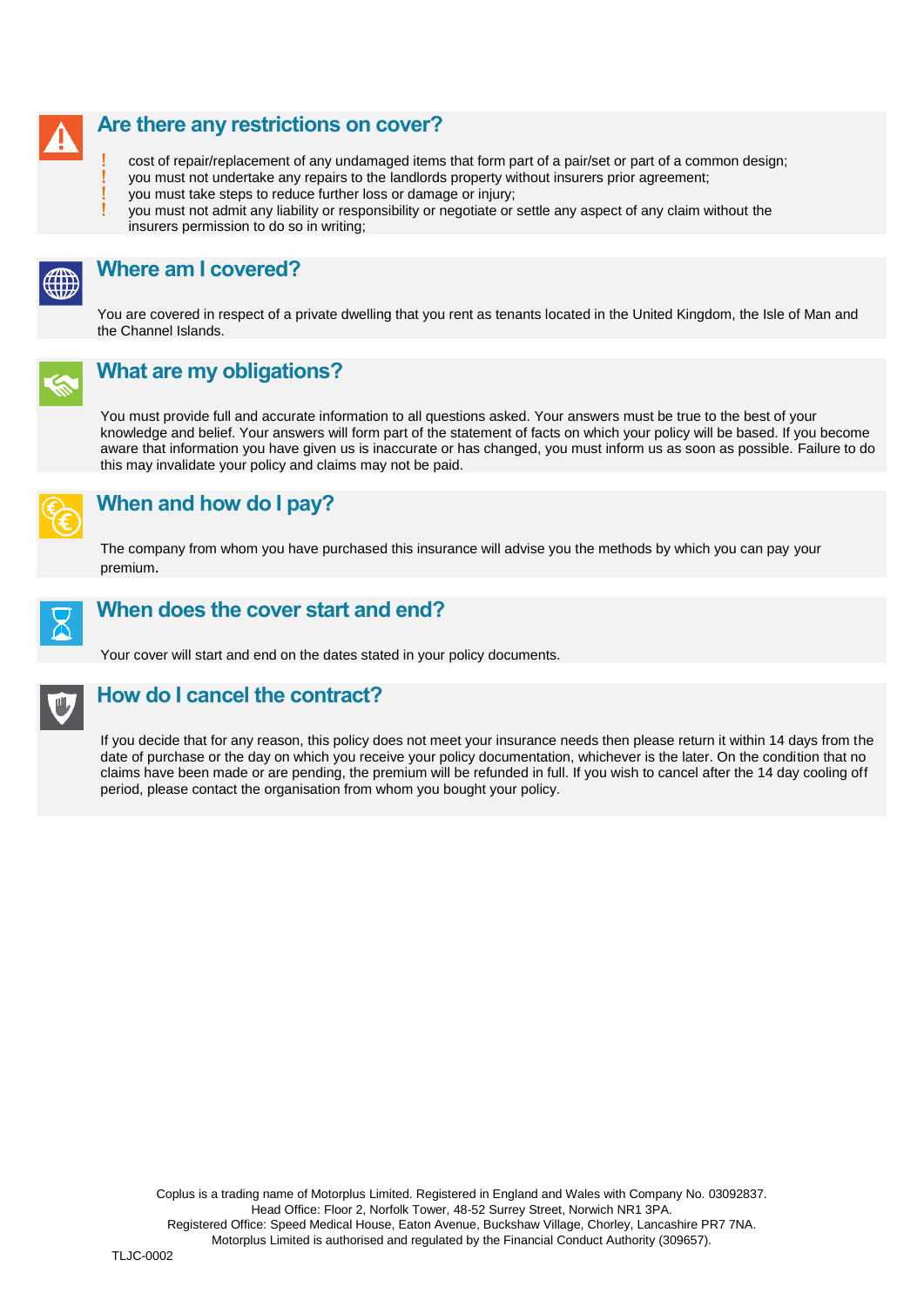## Are there any restrictions on cover?

- cost of repair/replacement of any undamaged items that form part of a pair/set or part of a common design;
- you must not undertake any repairs to the landlords property without insurers prior agreement;
- you must take steps to reduce further loss or damage or injury;
- you must not admit any liability or responsibility or negotiate or settle any aspect of any claim without the insurers permission to do so in writing;

## Where am I covered?

You are covered in respect of a private dwelling that you rent as tenants located in the United Kingdom, the Isle of Man and the Channel Islands.

## What are my obligations?

You must provide full and accurate information to all questions asked. Your answers must be true to the best of your knowledge and belief. Your answers will form part of the statement of facts on which your policy will be based. If you become aware that information you have given us is inaccurate or has changed, you must inform us as soon as possible. Failure to do this may invalidate your policy and claims may not be paid.

## When and how do I pay?

The company from whom you have purchased this insurance will advise you the methods by which you can pay your premium.

## When does the cover start and end?

Your cover will start and end on the dates stated in your policy documents.

## How do I cancel the contract?

If you decide that for any reason, this policy does not meet your insurance needs then please return it within 14 days from the date of purchase or the day on which you receive your policy documentation, whichever is the later. On the condition that no claims have been made or are pending, the premium will be refunded in full. If you wish to cancel after the 14 day cooling off period, please contact the organisation from whom you bought your policy.

Coplus is a trading name of Motorplus Limited. Registered in England and Wales with Company No. 03092837.
Head Office: Floor 2, Norfolk Tower, 48-52 Surrey Street, Norwich NR1 3PA.
Registered Office: Speed Medical House, Eaton Avenue, Buckshaw Village, Chorley, Lancashire PR7 7NA.
Motorplus Limited is authorised and regulated by the Financial Conduct Authority (309657).

TLJC-0002